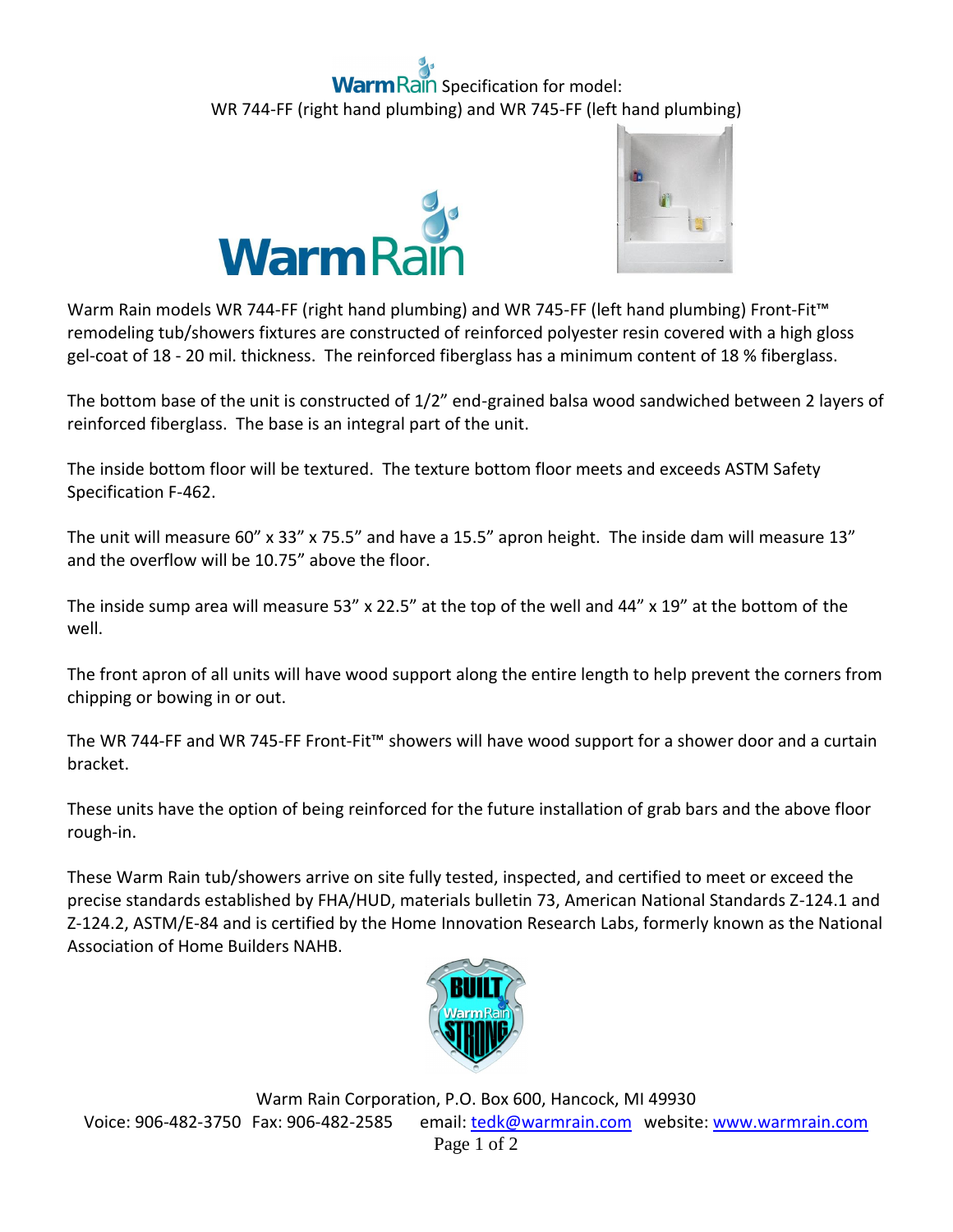# WarmRain Specification for model:

WR 744-FF (right hand plumbing) and WR 745-FF (left hand plumbing)

Warm Rain models WR 744-FF (right hand plumbing) and WR 745-FF (left hand plumbing) Front-Fit™ remodeling tub/showers fixtures are constructed of reinforced polyester resin covered with a high gloss gel-coat of 18 - 20 mil. thickness. The reinforced fiberglass has a minimum content of 18 % fiberglass.

The bottom base of the unit is constructed of 1/2" end-grained balsa wood sandwiched between 2 layers of reinforced fiberglass. The base is an integral part of the unit.

The inside bottom floor will be textured. The texture bottom floor meets and exceeds ASTM Safety Specification F-462.

The unit will measure 60" x 33" x 75.5" and have a 15.5" apron height. The inside dam will measure 13" and the overflow will be 10.75" above the floor.

The inside sump area will measure 53" x 22.5" at the top of the well and 44" x 19" at the bottom of the well.

The front apron of all units will have wood support along the entire length to help prevent the corners from chipping or bowing in or out.

The WR 744-FF and WR 745-FF Front-Fit™ showers will have wood support for a shower door and a curtain bracket.

These units have the option of being reinforced for the future installation of grab bars and the above floor rough-in.

These Warm Rain tub/showers arrive on site fully tested, inspected, and certified to meet or exceed the precise standards established by FHA/HUD, materials bulletin 73, American National Standards Z-124.1 and Z-124.2, ASTM/E-84 and is certified by the Home Innovation Research Labs, formerly known as the National Association of Home Builders NAHB.

Warm Rain Corporation, P.O. Box 600, Hancock, MI 49930

Voice: 906-482-3750 Fax: 906-482-2585 email: tedk@warmrain.com website: www.warmrain.com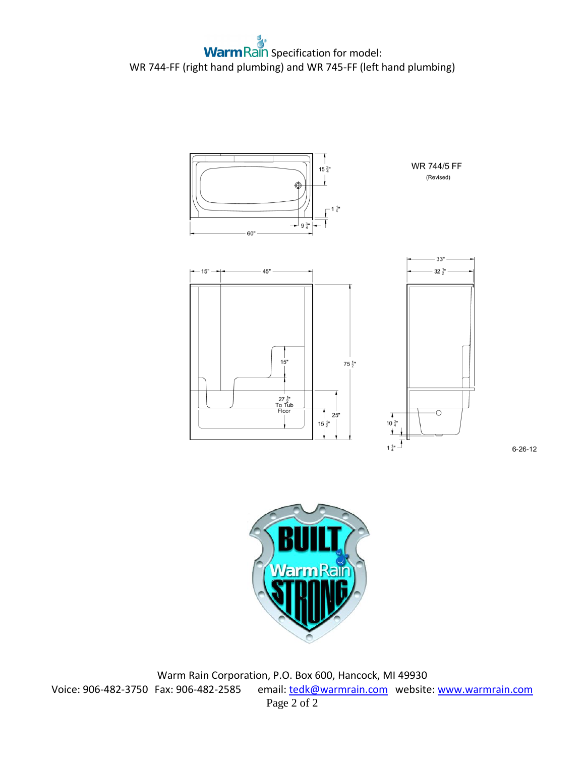**WarmRain** Specification for model:

WR 744-FF (right hand plumbing) and WR 745-FF (left hand plumbing)

WR 744/5 FF

(Revised)

15 3/4"

1 1/4"

9 3/4"

60"

15"

45"

15"

27 1/2"
To Tub
Floor

75 1/2"

25"

15 1/2"

33"

32 1/2"

10 3/4"

1 1/4"

6-26-12

BUILT WarmRain STRONG

Warm Rain Corporation, P.O. Box 600, Hancock, MI 49930

Voice: 906-482-3750 Fax: 906-482-2585 email: tedk@warmrain.com website: www.warmrain.com